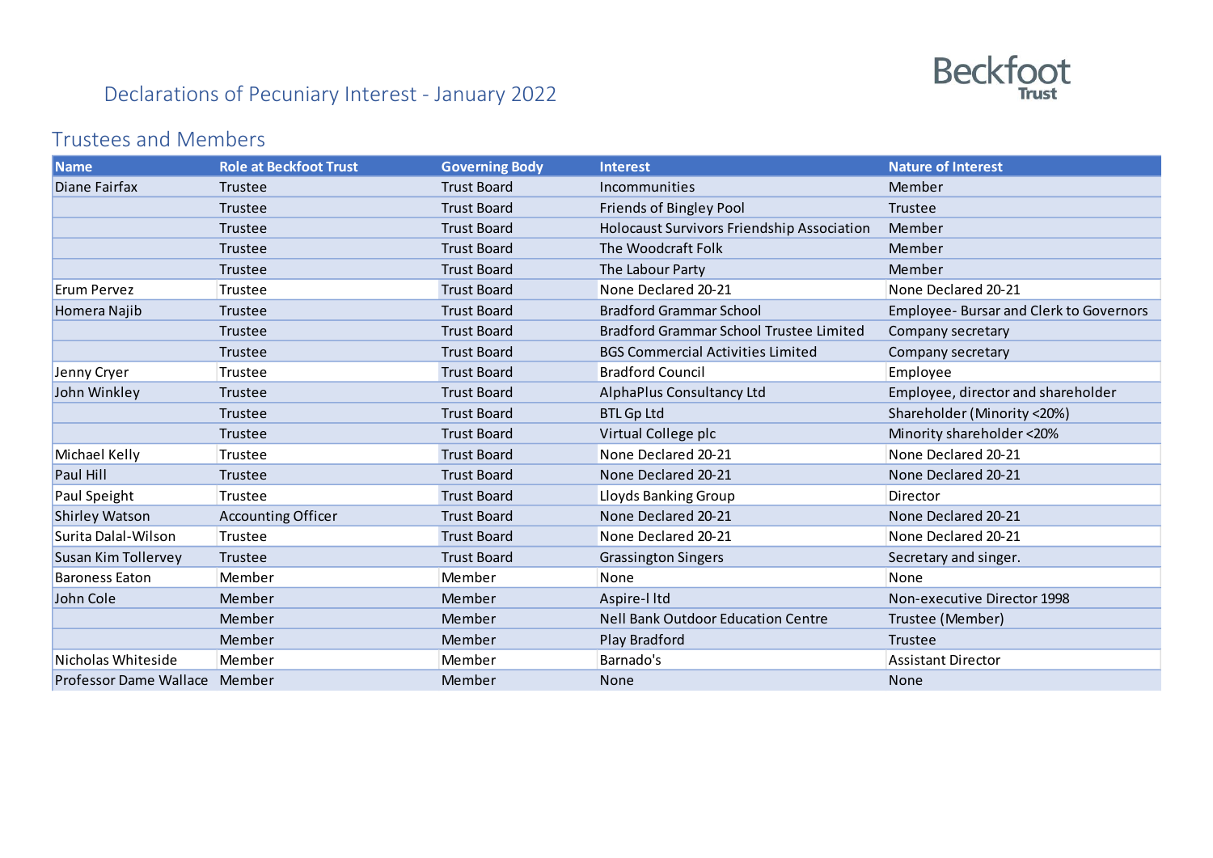Beckfoot Trust

# Declarations of Pecuniary Interest - January 2022

## Trustees and Members

| Name | Role at Beckfoot Trust | Governing Body | Interest | Nature of Interest |
|---|---|---|---|---|
| Diane Fairfax | Trustee | Trust Board | Incommunities | Member |
| | Trustee | Trust Board | Friends of Bingley Pool | Trustee |
| | Trustee | Trust Board | Holocaust Survivors Friendship Association | Member |
| | Trustee | Trust Board | The Woodcraft Folk | Member |
| | Trustee | Trust Board | The Labour Party | Member |
| Erum Pervez | Trustee | Trust Board | None Declared 20-21 | None Declared 20-21 |
| Homera Najib | Trustee | Trust Board | Bradford Grammar School | Employee- Bursar and Clerk to Governors |
| | Trustee | Trust Board | Bradford Grammar School Trustee Limited | Company secretary |
| | Trustee | Trust Board | BGS Commercial Activities Limited | Company secretary |
| Jenny Cryer | Trustee | Trust Board | Bradford Council | Employee |
| John Winkley | Trustee | Trust Board | AlphaPlus Consultancy Ltd | Employee, director and shareholder |
| | Trustee | Trust Board | BTL Gp Ltd | Shareholder (Minority <20%) |
| | Trustee | Trust Board | Virtual College plc | Minority shareholder <20% |
| Michael Kelly | Trustee | Trust Board | None Declared 20-21 | None Declared 20-21 |
| Paul Hill | Trustee | Trust Board | None Declared 20-21 | None Declared 20-21 |
| Paul Speight | Trustee | Trust Board | Lloyds Banking Group | Director |
| Shirley Watson | Accounting Officer | Trust Board | None Declared 20-21 | None Declared 20-21 |
| Surita Dalal-Wilson | Trustee | Trust Board | None Declared 20-21 | None Declared 20-21 |
| Susan Kim Tollervey | Trustee | Trust Board | Grassington Singers | Secretary and singer. |
| Baroness Eaton | Member | Member | None | None |
| John Cole | Member | Member | Aspire-I ltd | Non-executive Director 1998 |
| | Member | Member | Nell Bank Outdoor Education Centre | Trustee (Member) |
| | Member | Member | Play Bradford | Trustee |
| Nicholas Whiteside | Member | Member | Barnado's | Assistant Director |
| Professor Dame Wallace | Member | Member | None | None |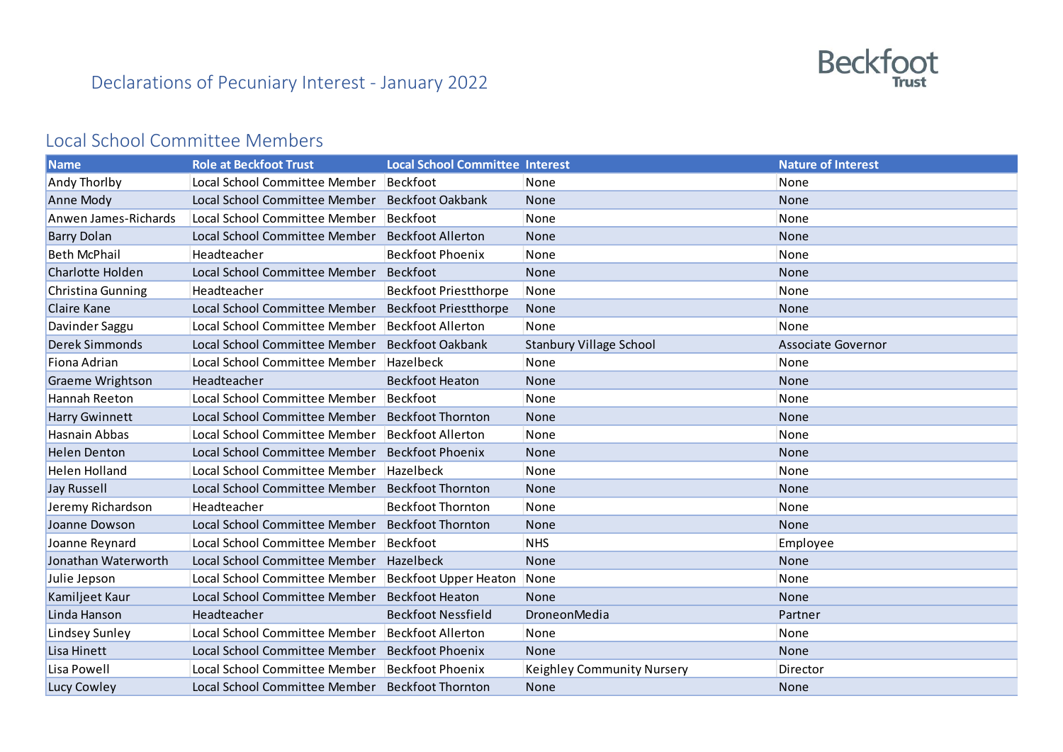# Declarations of Pecuniary Interest - January 2022

Beckfoot Trust

## Local School Committee Members

| Name | Role at Beckfoot Trust | Local School Committee | Interest | Nature of Interest |
|---|---|---|---|---|
| Andy Thorlby | Local School Committee Member | Beckfoot | None | None |
| Anne Mody | Local School Committee Member | Beckfoot Oakbank | None | None |
| Anwen James-Richards | Local School Committee Member | Beckfoot | None | None |
| Barry Dolan | Local School Committee Member | Beckfoot Allerton | None | None |
| Beth McPhail | Headteacher | Beckfoot Phoenix | None | None |
| Charlotte Holden | Local School Committee Member | Beckfoot | None | None |
| Christina Gunning | Headteacher | Beckfoot Priestthorpe | None | None |
| Claire Kane | Local School Committee Member | Beckfoot Priestthorpe | None | None |
| Davinder Saggu | Local School Committee Member | Beckfoot Allerton | None | None |
| Derek Simmonds | Local School Committee Member | Beckfoot Oakbank | Stanbury Village School | Associate Governor |
| Fiona Adrian | Local School Committee Member | Hazelbeck | None | None |
| Graeme Wrightson | Headteacher | Beckfoot Heaton | None | None |
| Hannah Reeton | Local School Committee Member | Beckfoot | None | None |
| Harry Gwinnett | Local School Committee Member | Beckfoot Thornton | None | None |
| Hasnain Abbas | Local School Committee Member | Beckfoot Allerton | None | None |
| Helen Denton | Local School Committee Member | Beckfoot Phoenix | None | None |
| Helen Holland | Local School Committee Member | Hazelbeck | None | None |
| Jay Russell | Local School Committee Member | Beckfoot Thornton | None | None |
| Jeremy Richardson | Headteacher | Beckfoot Thornton | None | None |
| Joanne Dowson | Local School Committee Member | Beckfoot Thornton | None | None |
| Joanne Reynard | Local School Committee Member | Beckfoot | NHS | Employee |
| Jonathan Waterworth | Local School Committee Member | Hazelbeck | None | None |
| Julie Jepson | Local School Committee Member | Beckfoot Upper Heaton | None | None |
| Kamiljeet Kaur | Local School Committee Member | Beckfoot Heaton | None | None |
| Linda Hanson | Headteacher | Beckfoot Nessfield | DroneonMedia | Partner |
| Lindsey Sunley | Local School Committee Member | Beckfoot Allerton | None | None |
| Lisa Hinett | Local School Committee Member | Beckfoot Phoenix | None | None |
| Lisa Powell | Local School Committee Member | Beckfoot Phoenix | Keighley Community Nursery | Director |
| Lucy Cowley | Local School Committee Member | Beckfoot Thornton | None | None |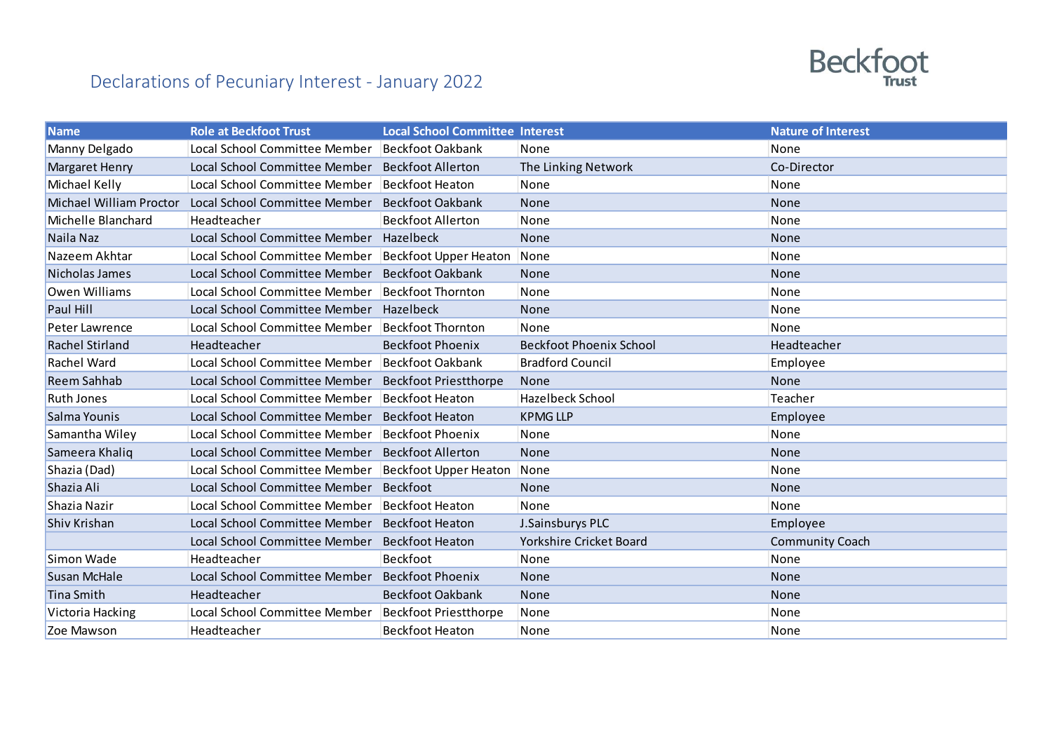# Declarations of Pecuniary Interest - January 2022

Beckfoot Trust

| Name | Role at Beckfoot Trust | Local School Committee | Interest | Nature of Interest |
|---|---|---|---|---|
| Manny Delgado | Local School Committee Member | Beckfoot Oakbank | None | None |
| Margaret Henry | Local School Committee Member | Beckfoot Allerton | The Linking Network | Co-Director |
| Michael Kelly | Local School Committee Member | Beckfoot Heaton | None | None |
| Michael William Proctor | Local School Committee Member | Beckfoot Oakbank | None | None |
| Michelle Blanchard | Headteacher | Beckfoot Allerton | None | None |
| Naila Naz | Local School Committee Member | Hazelbeck | None | None |
| Nazeem Akhtar | Local School Committee Member | Beckfoot Upper Heaton | None | None |
| Nicholas James | Local School Committee Member | Beckfoot Oakbank | None | None |
| Owen Williams | Local School Committee Member | Beckfoot Thornton | None | None |
| Paul Hill | Local School Committee Member | Hazelbeck | None | None |
| Peter Lawrence | Local School Committee Member | Beckfoot Thornton | None | None |
| Rachel Stirland | Headteacher | Beckfoot Phoenix | Beckfoot Phoenix School | Headteacher |
| Rachel Ward | Local School Committee Member | Beckfoot Oakbank | Bradford Council | Employee |
| Reem Sahhab | Local School Committee Member | Beckfoot Priestthorpe | None | None |
| Ruth Jones | Local School Committee Member | Beckfoot Heaton | Hazelbeck School | Teacher |
| Salma Younis | Local School Committee Member | Beckfoot Heaton | KPMG LLP | Employee |
| Samantha Wiley | Local School Committee Member | Beckfoot Phoenix | None | None |
| Sameera Khaliq | Local School Committee Member | Beckfoot Allerton | None | None |
| Shazia (Dad) | Local School Committee Member | Beckfoot Upper Heaton | None | None |
| Shazia Ali | Local School Committee Member | Beckfoot | None | None |
| Shazia Nazir | Local School Committee Member | Beckfoot Heaton | None | None |
| Shiv Krishan | Local School Committee Member | Beckfoot Heaton | J.Sainsburys PLC | Employee |
| | Local School Committee Member | Beckfoot Heaton | Yorkshire Cricket Board | Community Coach |
| Simon Wade | Headteacher | Beckfoot | None | None |
| Susan McHale | Local School Committee Member | Beckfoot Phoenix | None | None |
| Tina Smith | Headteacher | Beckfoot Oakbank | None | None |
| Victoria Hacking | Local School Committee Member | Beckfoot Priestthorpe | None | None |
| Zoe Mawson | Headteacher | Beckfoot Heaton | None | None |